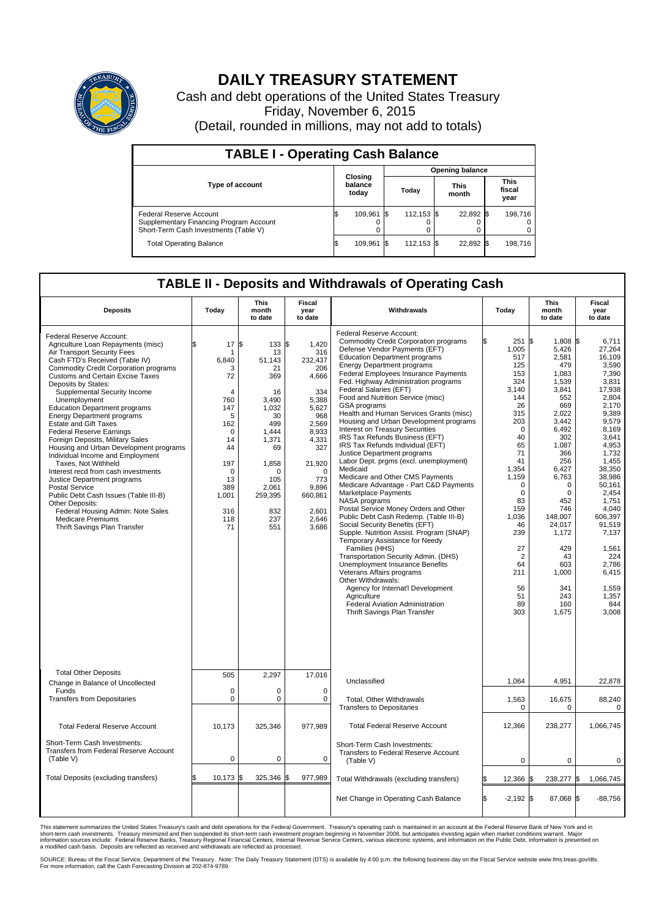# DAILY TREASURY STATEMENT

Cash and debt operations of the United States Treasury

Friday, November 6, 2015

(Detail, rounded in millions, may not add to totals)

## TABLE I - Operating Cash Balance

| Type of account | Closing balance today | Opening balance Today | Opening balance This month | Opening balance This fiscal year |
|---|---|---|---|---|
| Federal Reserve Account | $ 109,961 | $ 112,153 | $ 22,892 | $ 198,716 |
| Supplementary Financing Program Account | 0 | 0 | 0 | 0 |
| Short-Term Cash Investments (Table V) | 0 | 0 | 0 | 0 |
| Total Operating Balance | $ 109,961 | $ 112,153 | $ 22,892 | $ 198,716 |

## TABLE II - Deposits and Withdrawals of Operating Cash

| Deposits | Today | This month to date | Fiscal year to date |
|---|---|---|---|
| Federal Reserve Account: | | | |
| Agriculture Loan Repayments (misc) | $ 17 | $ 133 | $ 1,420 |
| Air Transport Security Fees | 1 | 13 | 316 |
| Cash FTD's Received (Table IV) | 6,840 | 51,143 | 232,437 |
| Commodity Credit Corporation programs | 3 | 21 | 206 |
| Customs and Certain Excise Taxes | 72 | 369 | 4,666 |
| Deposits by States: | | | |
| Supplemental Security Income | 4 | 16 | 334 |
| Unemployment | 760 | 3,490 | 5,388 |
| Education Department programs | 147 | 1,032 | 5,627 |
| Energy Department programs | 5 | 30 | 968 |
| Estate and Gift Taxes | 162 | 499 | 2,569 |
| Federal Reserve Earnings | 0 | 1,444 | 8,933 |
| Foreign Deposits, Military Sales | 14 | 1,371 | 4,331 |
| Housing and Urban Development programs | 44 | 69 | 327 |
| Individual Income and Employment Taxes, Not Withheld | 197 | 1,858 | 21,920 |
| Interest recd from cash investments | 0 | 0 | 0 |
| Justice Department programs | 13 | 105 | 773 |
| Postal Service | 389 | 2,061 | 9,896 |
| Public Debt Cash Issues (Table III-B) | 1,001 | 259,395 | 660,861 |
| Other Deposits: | | | |
| Federal Housing Admin: Note Sales | 316 | 832 | 2,601 |
| Medicare Premiums | 118 | 237 | 2,646 |
| Thrift Savings Plan Transfer | 71 | 551 | 3,686 |
| Total Other Deposits | 505 | 2,297 | 17,016 |
| Change in Balance of Uncollected Funds | 0 | 0 | 0 |
| Transfers from Depositaries | 0 | 0 | 0 |
| Total Federal Reserve Account | 10,173 | 325,346 | 977,989 |
| Short-Term Cash Investments: Transfers from Federal Reserve Account (Table V) | 0 | 0 | 0 |
| Total Deposits (excluding transfers) | $ 10,173 | $ 325,346 | $ 977,989 |

| Withdrawals | Today | This month to date | Fiscal year to date |
|---|---|---|---|
| Federal Reserve Account: | | | |
| Commodity Credit Corporation programs | $ 251 | $ 1,808 | $ 6,711 |
| Defense Vendor Payments (EFT) | 1,005 | 5,426 | 27,264 |
| Education Department programs | 517 | 2,581 | 16,109 |
| Energy Department programs | 125 | 479 | 3,590 |
| Federal Employees Insurance Payments | 153 | 1,083 | 7,390 |
| Fed. Highway Administration programs | 324 | 1,539 | 3,831 |
| Federal Salaries (EFT) | 3,140 | 3,841 | 17,938 |
| Food and Nutrition Service (misc) | 144 | 552 | 2,804 |
| GSA programs | 26 | 669 | 2,170 |
| Health and Human Services Grants (misc) | 315 | 2,022 | 9,389 |
| Housing and Urban Development programs | 203 | 3,442 | 9,579 |
| Interest on Treasury Securities | 0 | 6,492 | 8,169 |
| IRS Tax Refunds Business (EFT) | 40 | 302 | 3,641 |
| IRS Tax Refunds Individual (EFT) | 65 | 1,087 | 4,953 |
| Justice Department programs | 71 | 366 | 1,732 |
| Labor Dept. prgms (excl. unemployment) | 41 | 256 | 1,455 |
| Medicaid | 1,354 | 6,427 | 38,350 |
| Medicare and Other CMS Payments | 1,159 | 6,763 | 38,986 |
| Medicare Advantage - Part C&D Payments | 0 | 0 | 50,161 |
| Marketplace Payments | 0 | 0 | 2,454 |
| NASA programs | 83 | 452 | 1,751 |
| Postal Service Money Orders and Other | 159 | 746 | 4,040 |
| Public Debt Cash Redemp. (Table III-B) | 1,036 | 148,007 | 606,397 |
| Social Security Benefits (EFT) | 46 | 24,017 | 91,519 |
| Supple. Nutrition Assist. Program (SNAP) | 239 | 1,172 | 7,137 |
| Temporary Assistance for Needy Families (HHS) | 27 | 429 | 1,561 |
| Transportation Security Admin. (DHS) | 2 | 43 | 224 |
| Unemployment Insurance Benefits | 64 | 603 | 2,786 |
| Veterans Affairs programs | 211 | 1,000 | 6,415 |
| Other Withdrawals: | | | |
| Agency for Internat'l Development | 56 | 341 | 1,559 |
| Agriculture | 51 | 243 | 1,357 |
| Federal Aviation Administration | 89 | 160 | 844 |
| Thrift Savings Plan Transfer | 303 | 1,675 | 3,008 |
| Unclassified | 1,064 | 4,951 | 22,878 |
| Total, Other Withdrawals | 1,563 | 16,675 | 88,240 |
| Transfers to Depositaries | 0 | 0 | 0 |
| Total Federal Reserve Account | 12,366 | 238,277 | 1,066,745 |
| Short-Term Cash Investments: Transfers to Federal Reserve Account (Table V) | 0 | 0 | 0 |
| Total Withdrawals (excluding transfers) | $ 12,366 | $ 238,277 | $ 1,066,745 |
| Net Change in Operating Cash Balance | $ -2,192 | $ 87,068 | $ -88,756 |

This statement summarizes the United States Treasury's cash and debt operations for the Federal Government. Treasury's operating cash is maintained in an account at the Federal Reserve Bank of New York and in short-term cash investments. Treasury minimized and then suspended its short-term cash investment program beginning in November 2008, but anticipates investing again when market conditions warrant. Major information sources include: Federal Reserve Banks, Treasury Regional Financial Centers, Internal Revenue Service Centers, various electronic systems, and information on the Public Debt. Information is presented on a modified cash basis. Deposits are reflected as received and withdrawals are reflected as processed.

SOURCE: Bureau of the Fiscal Service, Department of the Treasury. Note: The Daily Treasury Statement (DTS) is available by 4:00 p.m. the following business day on the Fiscal Service website www.fms.treas.gov/dts. For more information, call the Cash Forecasting Division at 202-874-9789.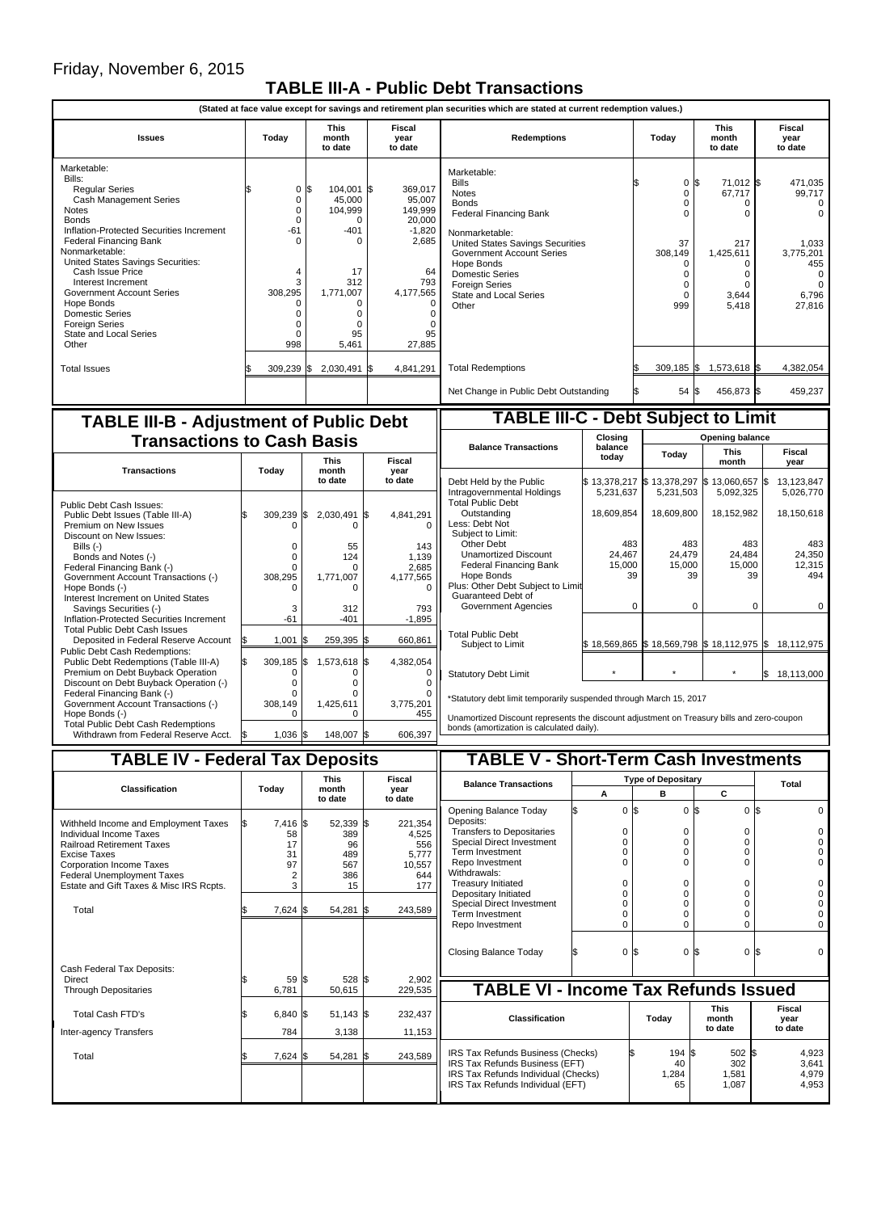Friday, November 6, 2015

# TABLE III-A - Public Debt Transactions

(Stated at face value except for savings and retirement plan securities which are stated at current redemption values.)

| Issues | Today | This month to date | Fiscal year to date |
|---|---|---|---|
| Marketable: | | | |
| Bills: | | | |
| Regular Series | $ 0 | $ 104,001 | $ 369,017 |
| Cash Management Series | 0 | 45,000 | 95,007 |
| Notes | 0 | 104,999 | 149,999 |
| Bonds | 0 | 0 | 20,000 |
| Inflation-Protected Securities Increment | -61 | -401 | -1,820 |
| Federal Financing Bank | 0 | 0 | 2,685 |
| Nonmarketable: | | | |
| United States Savings Securities: | | | |
| Cash Issue Price | 4 | 17 | 64 |
| Interest Increment | 3 | 312 | 793 |
| Government Account Series | 308,295 | 1,771,007 | 4,177,565 |
| Hope Bonds | 0 | 0 | 0 |
| Domestic Series | 0 | 0 | 0 |
| Foreign Series | 0 | 0 | 0 |
| State and Local Series | 0 | 95 | 95 |
| Other | 998 | 5,461 | 27,885 |
| Total Issues | $ 309,239 | $ 2,030,491 | $ 4,841,291 |

| Redemptions | Today | This month to date | Fiscal year to date |
|---|---|---|---|
| Marketable: | | | |
| Bills | $ 0 | $ 71,012 | $ 471,035 |
| Notes | 0 | 67,717 | 99,717 |
| Bonds | 0 | 0 | 0 |
| Federal Financing Bank | 0 | 0 | 0 |
| Nonmarketable: | | | |
| United States Savings Securities | 37 | 217 | 1,033 |
| Government Account Series | 308,149 | 1,425,611 | 3,775,201 |
| Hope Bonds | 0 | 0 | 455 |
| Domestic Series | 0 | 0 | 0 |
| Foreign Series | 0 | 0 | 0 |
| State and Local Series | 0 | 3,644 | 6,796 |
| Other | 999 | 5,418 | 27,816 |
| Total Redemptions | $ 309,185 | $ 1,573,618 | $ 4,382,054 |
| Net Change in Public Debt Outstanding | $ 54 | $ 456,873 | $ 459,237 |

# TABLE III-B - Adjustment of Public Debt Transactions to Cash Basis

| Transactions | Today | This month to date | Fiscal year to date |
|---|---|---|---|
| Public Debt Cash Issues: | | | |
| Public Debt Issues (Table III-A) | $ 309,239 | $ 2,030,491 | $ 4,841,291 |
| Premium on New Issues | 0 | 0 | 0 |
| Discount on New Issues: | | | |
| Bills (-) | 0 | 55 | 143 |
| Bonds and Notes (-) | 0 | 124 | 1,139 |
| Federal Financing Bank (-) | 0 | 0 | 2,685 |
| Government Account Transactions (-) | 308,295 | 1,771,007 | 4,177,565 |
| Hope Bonds (-) | 0 | 0 | 0 |
| Interest Increment on United States Savings Securities (-) | 3 | 312 | 793 |
| Inflation-Protected Securities Increment | -61 | -401 | -1,895 |
| Total Public Debt Cash Issues Deposited in Federal Reserve Account | $ 1,001 | $ 259,395 | $ 660,861 |
| Public Debt Cash Redemptions: | | | |
| Public Debt Redemptions (Table III-A) | $ 309,185 | $ 1,573,618 | $ 4,382,054 |
| Premium on Debt Buyback Operation | 0 | 0 | 0 |
| Discount on Debt Buyback Operation (-) | 0 | 0 | 0 |
| Federal Financing Bank (-) | 0 | 0 | 0 |
| Government Account Transactions (-) | 308,149 | 1,425,611 | 3,775,201 |
| Hope Bonds (-) | 0 | 0 | 455 |
| Total Public Debt Cash Redemptions Withdrawn from Federal Reserve Acct. | $ 1,036 | $ 148,007 | $ 606,397 |

# TABLE III-C - Debt Subject to Limit

| Balance Transactions | Closing balance today | Opening balance Today | Opening balance This month | Opening balance Fiscal year |
|---|---|---|---|---|
| Debt Held by the Public | $ 13,378,217 | $ 13,378,297 | $ 13,060,657 | $ 13,123,847 |
| Intragovernmental Holdings | 5,231,637 | 5,231,503 | 5,092,325 | 5,026,770 |
| Total Public Debt Outstanding | 18,609,854 | 18,609,800 | 18,152,982 | 18,150,618 |
| Less: Debt Not Subject to Limit: | | | | |
| Other Debt | 483 | 483 | 483 | 483 |
| Unamortized Discount | 24,467 | 24,479 | 24,484 | 24,350 |
| Federal Financing Bank | 15,000 | 15,000 | 15,000 | 12,315 |
| Hope Bonds | 39 | 39 | 39 | 494 |
| Plus: Other Debt Subject to Limit | | | | |
| Guaranteed Debt of Government Agencies | 0 | 0 | 0 | 0 |
| Total Public Debt Subject to Limit | $ 18,569,865 | $ 18,569,798 | $ 18,112,975 | $ 18,112,975 |
| Statutory Debt Limit | * | * | * | $ 18,113,000 |

*Statutory debt limit temporarily suspended through March 15, 2017

Unamortized Discount represents the discount adjustment on Treasury bills and zero-coupon bonds (amortization is calculated daily).

# TABLE IV - Federal Tax Deposits

| Classification | Today | This month to date | Fiscal year to date |
|---|---|---|---|
| Withheld Income and Employment Taxes | $ 7,416 | $ 52,339 | $ 221,354 |
| Individual Income Taxes | 58 | 389 | 4,525 |
| Railroad Retirement Taxes | 17 | 96 | 556 |
| Excise Taxes | 31 | 489 | 5,777 |
| Corporation Income Taxes | 97 | 567 | 10,557 |
| Federal Unemployment Taxes | 2 | 386 | 644 |
| Estate and Gift Taxes & Misc IRS Rcpts. | 3 | 15 | 177 |
| Total | $ 7,624 | $ 54,281 | $ 243,589 |
| Cash Federal Tax Deposits: | | | |
| Direct | $ 59 | $ 528 | $ 2,902 |
| Through Depositaries | 6,781 | 50,615 | 229,535 |
| Total Cash FTD's | $ 6,840 | $ 51,143 | $ 232,437 |
| Inter-agency Transfers | 784 | 3,138 | 11,153 |
| Total | $ 7,624 | $ 54,281 | $ 243,589 |

# TABLE V - Short-Term Cash Investments

| Balance Transactions | Type of Depositary A | Type of Depositary B | Type of Depositary C | Total |
|---|---|---|---|---|
| Opening Balance Today | $ 0 | $ 0 | $ 0 | $ 0 |
| Deposits: | | | | |
| Transfers to Depositaries | 0 | 0 | 0 | 0 |
| Special Direct Investment | 0 | 0 | 0 | 0 |
| Term Investment | 0 | 0 | 0 | 0 |
| Repo Investment | 0 | 0 | 0 | 0 |
| Withdrawals: | | | | |
| Treasury Initiated | 0 | 0 | 0 | 0 |
| Depositary Initiated | 0 | 0 | 0 | 0 |
| Special Direct Investment | 0 | 0 | 0 | 0 |
| Term Investment | 0 | 0 | 0 | 0 |
| Repo Investment | 0 | 0 | 0 | 0 |
| Closing Balance Today | $ 0 | $ 0 | $ 0 | $ 0 |

# TABLE VI - Income Tax Refunds Issued

| Classification | Today | This month to date | Fiscal year to date |
|---|---|---|---|
| IRS Tax Refunds Business (Checks) | $ 194 | $ 502 | $ 4,923 |
| IRS Tax Refunds Business (EFT) | 40 | 302 | 3,641 |
| IRS Tax Refunds Individual (Checks) | 1,284 | 1,581 | 4,979 |
| IRS Tax Refunds Individual (EFT) | 65 | 1,087 | 4,953 |